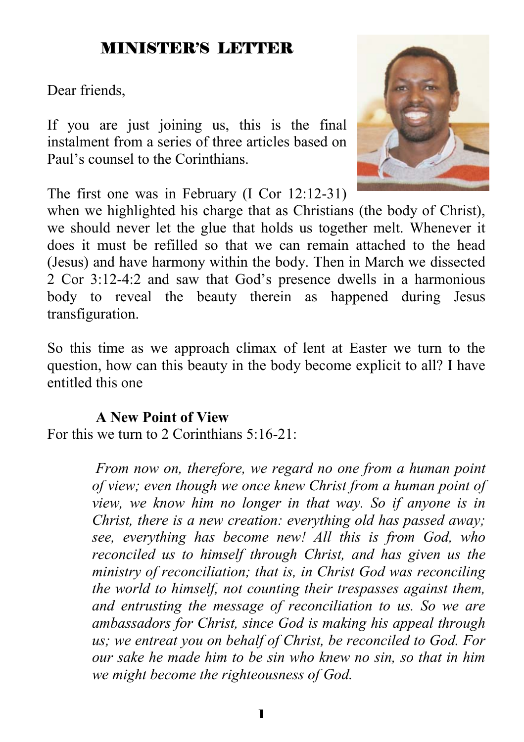# MINISTER'S LETTER

Dear friends,

If you are just joining us, this is the final instalment from a series of three articles based on Paul's counsel to the Corinthians.

The first one was in February (I Cor 12:12-31) when we highlighted his charge that as Christians (the body of Christ), we should never let the glue that holds us together melt. Whenever it does it must be refilled so that we can remain attached to the head (Jesus) and have harmony within the body. Then in March we dissected 2 Cor 3:12-4:2 and saw that God's presence dwells in a harmonious body to reveal the beauty therein as happened during Jesus transfiguration.

So this time as we approach climax of lent at Easter we turn to the question, how can this beauty in the body become explicit to all? I have entitled this one

**A New Point of View**

For this we turn to 2 Corinthians 5:16-21:

> *From now on, therefore, we regard no one from a human point of view; even though we once knew Christ from a human point of view, we know him no longer in that way. So if anyone is in Christ, there is a new creation: everything old has passed away; see, everything has become new! All this is from God, who reconciled us to himself through Christ, and has given us the ministry of reconciliation; that is, in Christ God was reconciling the world to himself, not counting their trespasses against them, and entrusting the message of reconciliation to us. So we are ambassadors for Christ, since God is making his appeal through us; we entreat you on behalf of Christ, be reconciled to God. For our sake he made him to be sin who knew no sin, so that in him we might become the righteousness of God.*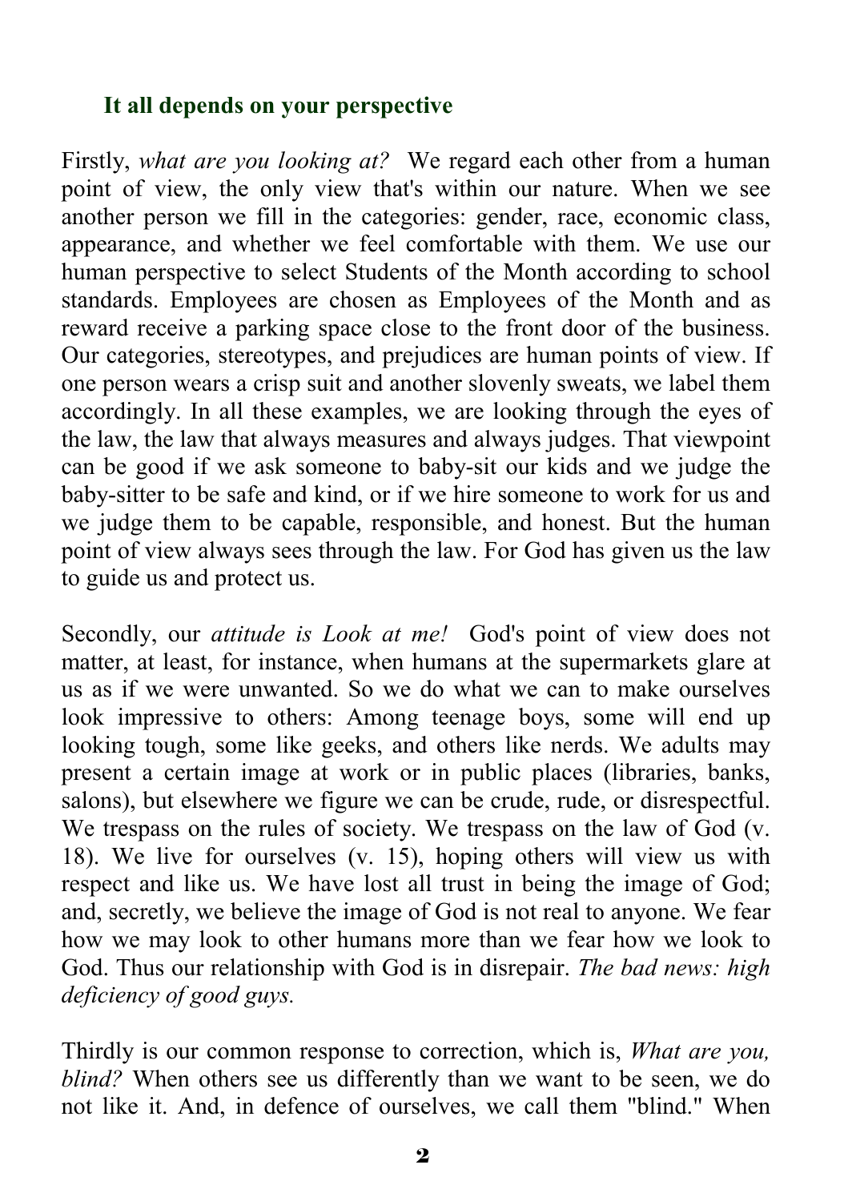### **It all depends on your perspective**

Firstly, *what are you looking at?* We regard each other from a human point of view, the only view that's within our nature. When we see another person we fill in the categories: gender, race, economic class, appearance, and whether we feel comfortable with them. We use our human perspective to select Students of the Month according to school standards. Employees are chosen as Employees of the Month and as reward receive a parking space close to the front door of the business. Our categories, stereotypes, and prejudices are human points of view. If one person wears a crisp suit and another slovenly sweats, we label them accordingly. In all these examples, we are looking through the eyes of the law, the law that always measures and always judges. That viewpoint can be good if we ask someone to baby-sit our kids and we judge the baby-sitter to be safe and kind, or if we hire someone to work for us and we judge them to be capable, responsible, and honest. But the human point of view always sees through the law. For God has given us the law to guide us and protect us.

Secondly, our *attitude is Look at me!* God's point of view does not matter, at least, for instance, when humans at the supermarkets glare at us as if we were unwanted. So we do what we can to make ourselves look impressive to others: Among teenage boys, some will end up looking tough, some like geeks, and others like nerds. We adults may present a certain image at work or in public places (libraries, banks, salons), but elsewhere we figure we can be crude, rude, or disrespectful. We trespass on the rules of society. We trespass on the law of God (v. 18). We live for ourselves (v. 15), hoping others will view us with respect and like us. We have lost all trust in being the image of God; and, secretly, we believe the image of God is not real to anyone. We fear how we may look to other humans more than we fear how we look to God. Thus our relationship with God is in disrepair. *The bad news: high deficiency of good guys.*

Thirdly is our common response to correction, which is, *What are you, blind?* When others see us differently than we want to be seen, we do not like it. And, in defence of ourselves, we call them "blind." When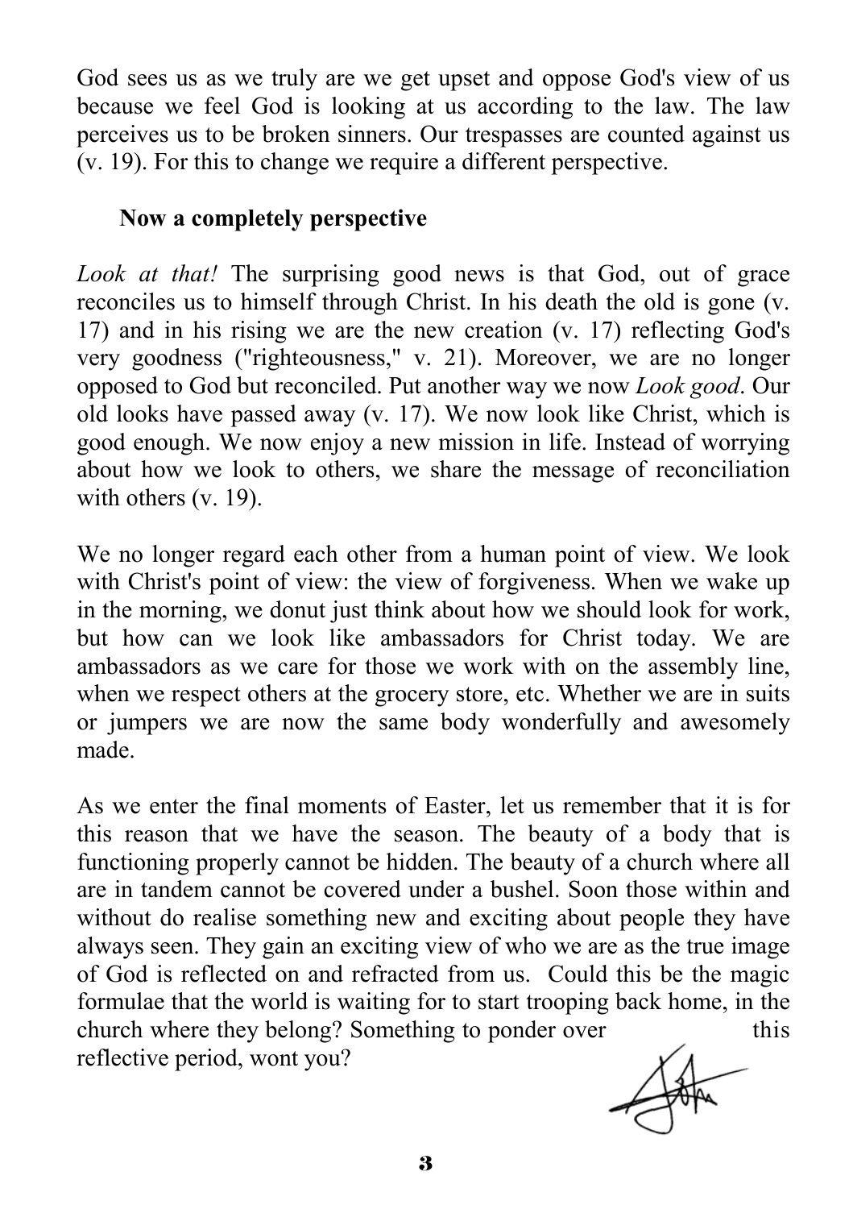God sees us as we truly are we get upset and oppose God's view of us because we feel God is looking at us according to the law. The law perceives us to be broken sinners. Our trespasses are counted against us (v. 19). For this to change we require a different perspective.

**Now a completely perspective**

*Look at that!* The surprising good news is that God, out of grace reconciles us to himself through Christ. In his death the old is gone (v. 17) and in his rising we are the new creation (v. 17) reflecting God's very goodness ("righteousness," v. 21). Moreover, we are no longer opposed to God but reconciled. Put another way we now *Look good*. Our old looks have passed away (v. 17). We now look like Christ, which is good enough. We now enjoy a new mission in life. Instead of worrying about how we look to others, we share the message of reconciliation with others (v. 19).

We no longer regard each other from a human point of view. We look with Christ's point of view: the view of forgiveness. When we wake up in the morning, we donut just think about how we should look for work, but how can we look like ambassadors for Christ today. We are ambassadors as we care for those we work with on the assembly line, when we respect others at the grocery store, etc. Whether we are in suits or jumpers we are now the same body wonderfully and awesomely made.

As we enter the final moments of Easter, let us remember that it is for this reason that we have the season. The beauty of a body that is functioning properly cannot be hidden. The beauty of a church where all are in tandem cannot be covered under a bushel. Soon those within and without do realise something new and exciting about people they have always seen. They gain an exciting view of who we are as the true image of God is reflected on and refracted from us. Could this be the magic formulae that the world is waiting for to start trooping back home, in the church where they belong? Something to ponder over this reflective period, wont you?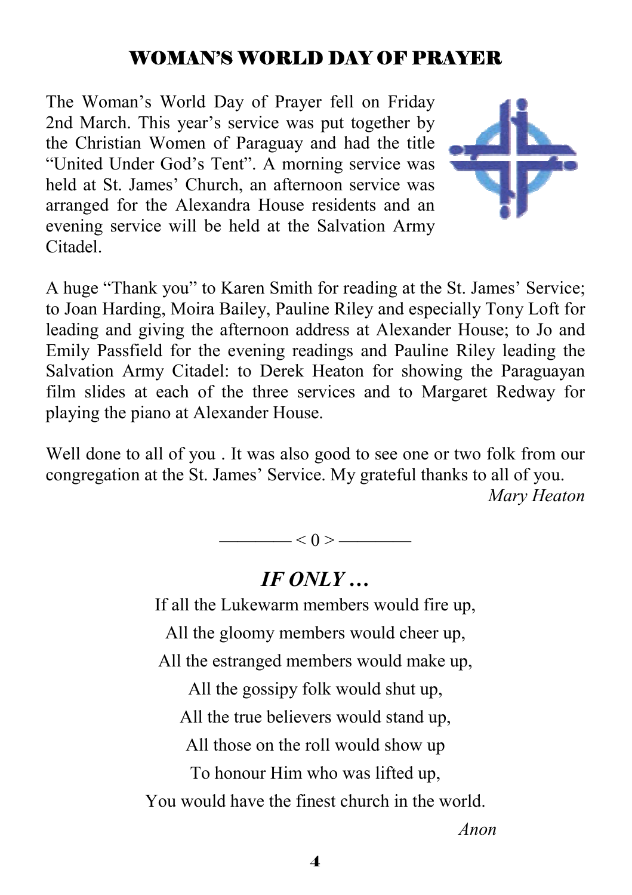## WOMAN'S WORLD DAY OF PRAYER

The Woman's World Day of Prayer fell on Friday 2nd March. This year's service was put together by the Christian Women of Paraguay and had the title "United Under God's Tent". A morning service was held at St. James' Church, an afternoon service was arranged for the Alexandra House residents and an evening service will be held at the Salvation Army Citadel.

A huge "Thank you" to Karen Smith for reading at the St. James' Service; to Joan Harding, Moira Bailey, Pauline Riley and especially Tony Loft for leading and giving the afternoon address at Alexander House; to Jo and Emily Passfield for the evening readings and Pauline Riley leading the Salvation Army Citadel: to Derek Heaton for showing the Paraguayan film slides at each of the three services and to Margaret Redway for playing the piano at Alexander House.

Well done to all of you . It was also good to see one or two folk from our congregation at the St. James' Service. My grateful thanks to all of you.

*Mary Heaton*

———— < 0 > ————

## *IF ONLY …*

If all the Lukewarm members would fire up,  
All the gloomy members would cheer up,  
All the estranged members would make up,  
All the gossipy folk would shut up,  
All the true believers would stand up,  
All those on the roll would show up  
To honour Him who was lifted up,  
You would have the finest church in the world.

*Anon*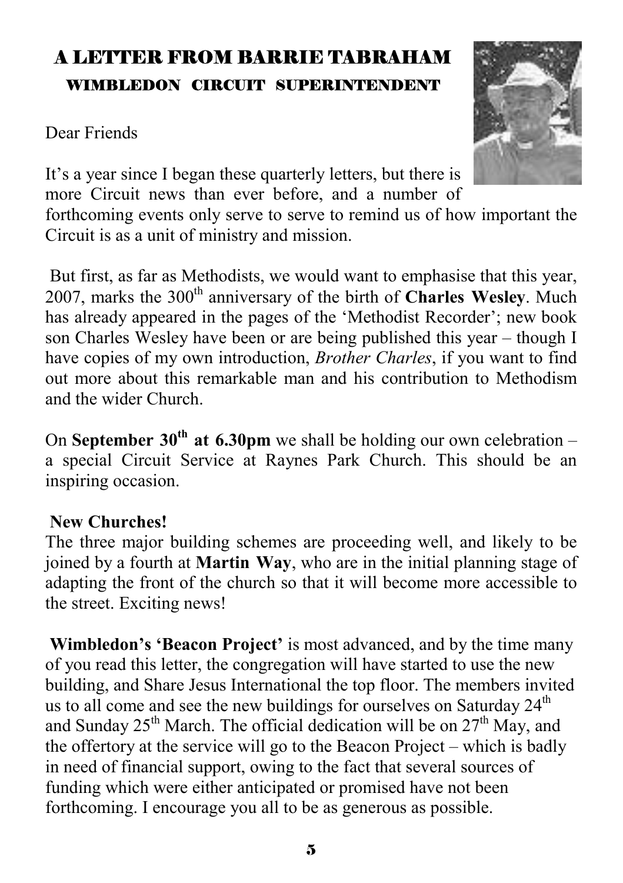# A LETTER FROM BARRIE TABRAHAM

## WIMBLEDON CIRCUIT SUPERINTENDENT

Dear Friends

It's a year since I began these quarterly letters, but there is more Circuit news than ever before, and a number of forthcoming events only serve to serve to remind us of how important the Circuit is as a unit of ministry and mission.

But first, as far as Methodists, we would want to emphasise that this year, 2007, marks the 300th anniversary of the birth of **Charles Wesley**. Much has already appeared in the pages of the 'Methodist Recorder'; new book son Charles Wesley have been or are being published this year – though I have copies of my own introduction, *Brother Charles*, if you want to find out more about this remarkable man and his contribution to Methodism and the wider Church.

On **September 30th at 6.30pm** we shall be holding our own celebration – a special Circuit Service at Raynes Park Church. This should be an inspiring occasion.

**New Churches!**

The three major building schemes are proceeding well, and likely to be joined by a fourth at **Martin Way**, who are in the initial planning stage of adapting the front of the church so that it will become more accessible to the street. Exciting news!

**Wimbledon's 'Beacon Project'** is most advanced, and by the time many of you read this letter, the congregation will have started to use the new building, and Share Jesus International the top floor. The members invited us to all come and see the new buildings for ourselves on Saturday 24th and Sunday 25th March. The official dedication will be on 27th May, and the offertory at the service will go to the Beacon Project – which is badly in need of financial support, owing to the fact that several sources of funding which were either anticipated or promised have not been forthcoming. I encourage you all to be as generous as possible.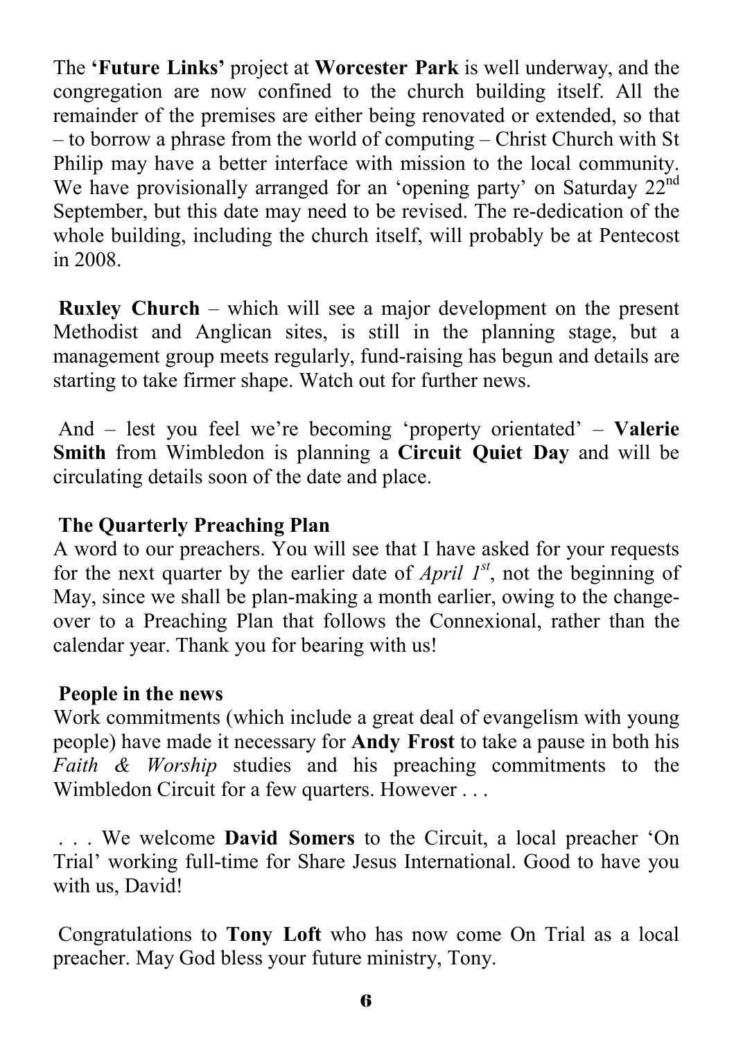The **'Future Links'** project at **Worcester Park** is well underway, and the congregation are now confined to the church building itself. All the remainder of the premises are either being renovated or extended, so that – to borrow a phrase from the world of computing – Christ Church with St Philip may have a better interface with mission to the local community. We have provisionally arranged for an 'opening party' on Saturday 22nd September, but this date may need to be revised. The re-dedication of the whole building, including the church itself, will probably be at Pentecost in 2008.

**Ruxley Church** – which will see a major development on the present Methodist and Anglican sites, is still in the planning stage, but a management group meets regularly, fund-raising has begun and details are starting to take firmer shape. Watch out for further news.

And – lest you feel we're becoming 'property orientated' – **Valerie Smith** from Wimbledon is planning a **Circuit Quiet Day** and will be circulating details soon of the date and place.

**The Quarterly Preaching Plan**

A word to our preachers. You will see that I have asked for your requests for the next quarter by the earlier date of *April 1st*, not the beginning of May, since we shall be plan-making a month earlier, owing to the change-over to a Preaching Plan that follows the Connexional, rather than the calendar year. Thank you for bearing with us!

**People in the news**

Work commitments (which include a great deal of evangelism with young people) have made it necessary for **Andy Frost** to take a pause in both his *Faith & Worship* studies and his preaching commitments to the Wimbledon Circuit for a few quarters. However . . .

. . . We welcome **David Somers** to the Circuit, a local preacher 'On Trial' working full-time for Share Jesus International. Good to have you with us, David!

Congratulations to **Tony Loft** who has now come On Trial as a local preacher. May God bless your future ministry, Tony.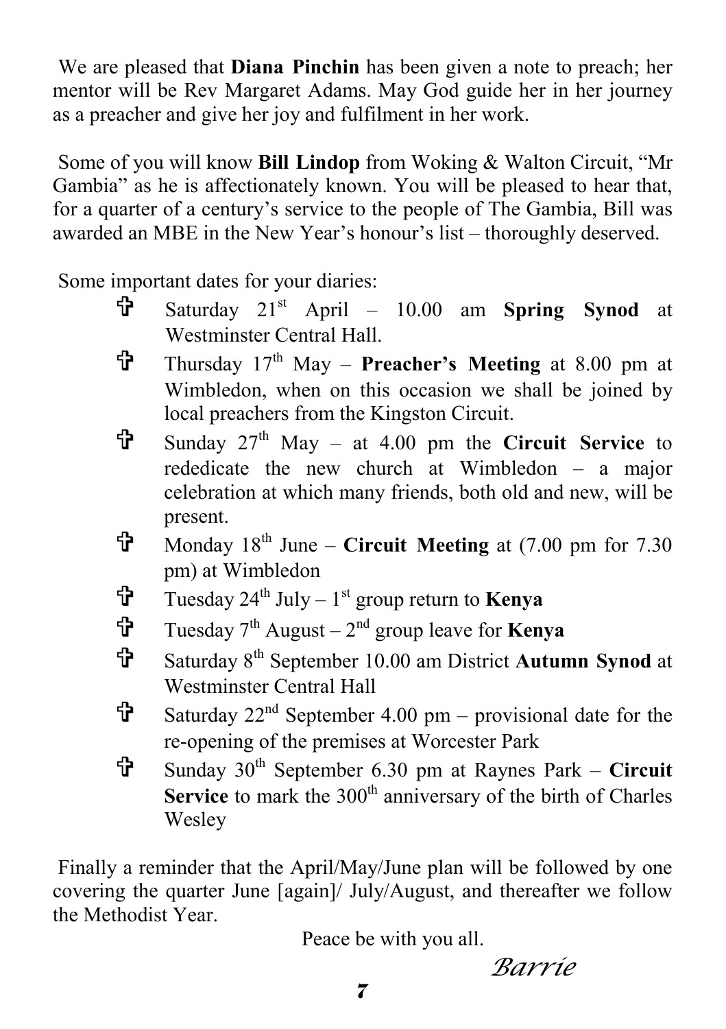We are pleased that **Diana Pinchin** has been given a note to preach; her mentor will be Rev Margaret Adams. May God guide her in her journey as a preacher and give her joy and fulfilment in her work.

Some of you will know **Bill Lindop** from Woking & Walton Circuit, "Mr Gambia" as he is affectionately known. You will be pleased to hear that, for a quarter of a century's service to the people of The Gambia, Bill was awarded an MBE in the New Year's honour's list – thoroughly deserved.

Some important dates for your diaries:

- Saturday 21st April – 10.00 am **Spring Synod** at Westminster Central Hall.
- Thursday 17th May – **Preacher's Meeting** at 8.00 pm at Wimbledon, when on this occasion we shall be joined by local preachers from the Kingston Circuit.
- Sunday 27th May – at 4.00 pm the **Circuit Service** to rededicate the new church at Wimbledon – a major celebration at which many friends, both old and new, will be present.
- Monday 18th June – **Circuit Meeting** at (7.00 pm for 7.30 pm) at Wimbledon
- Tuesday 24th July – 1st group return to **Kenya**
- Tuesday 7th August – 2nd group leave for **Kenya**
- Saturday 8th September 10.00 am District **Autumn Synod** at Westminster Central Hall
- Saturday 22nd September 4.00 pm – provisional date for the re-opening of the premises at Worcester Park
- Sunday 30th September 6.30 pm at Raynes Park – **Circuit Service** to mark the 300th anniversary of the birth of Charles Wesley

Finally a reminder that the April/May/June plan will be followed by one covering the quarter June [again]/ July/August, and thereafter we follow the Methodist Year.

Peace be with you all.

*Barrie*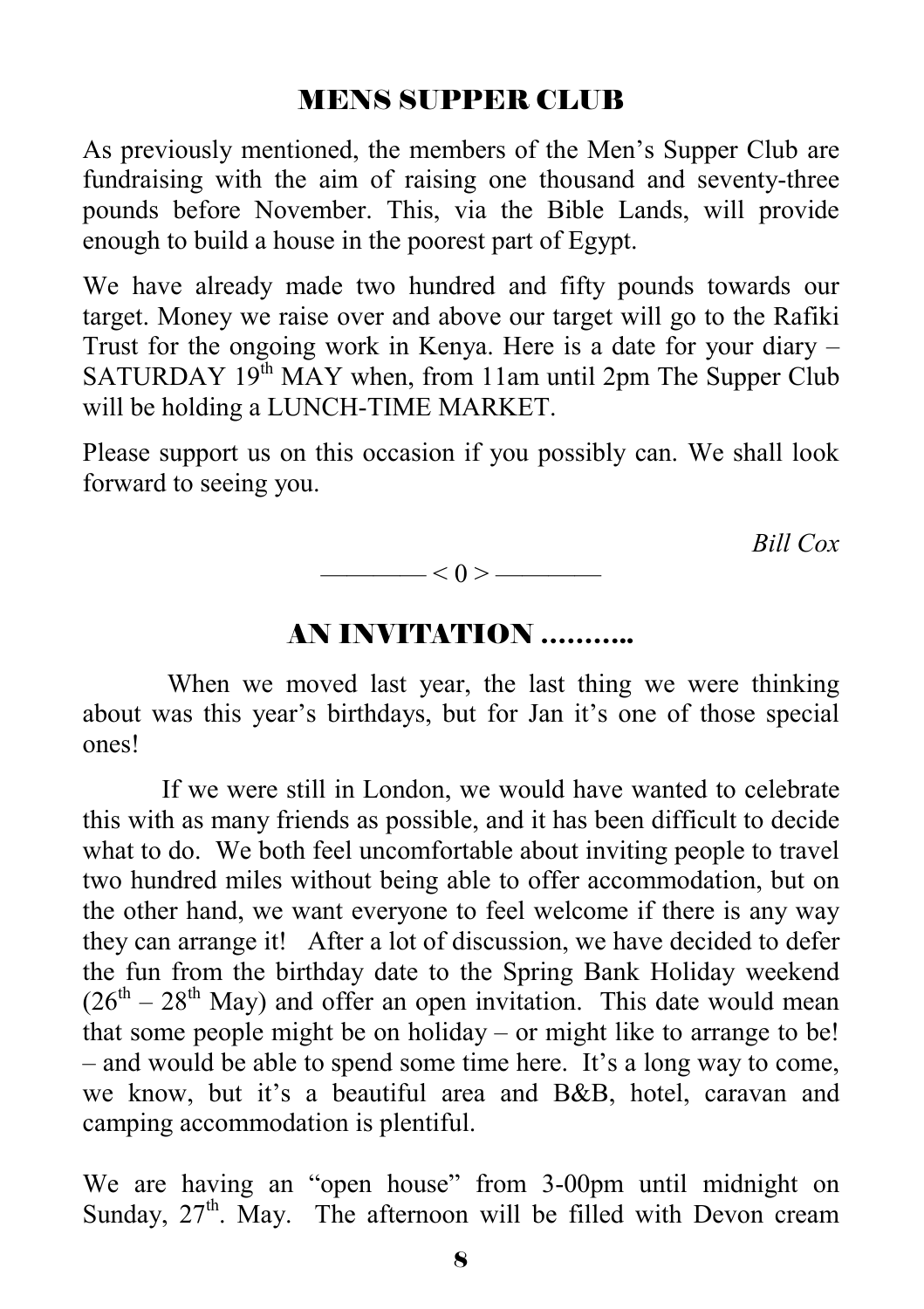## MENS SUPPER CLUB

As previously mentioned, the members of the Men's Supper Club are fundraising with the aim of raising one thousand and seventy-three pounds before November. This, via the Bible Lands, will provide enough to build a house in the poorest part of Egypt.

We have already made two hundred and fifty pounds towards our target. Money we raise over and above our target will go to the Rafiki Trust for the ongoing work in Kenya. Here is a date for your diary – SATURDAY 19th MAY when, from 11am until 2pm The Supper Club will be holding a LUNCH-TIME MARKET.

Please support us on this occasion if you possibly can. We shall look forward to seeing you.

*Bill Cox*

———— < 0 > ————

## AN INVITATION ..........

When we moved last year, the last thing we were thinking about was this year's birthdays, but for Jan it's one of those special ones!

If we were still in London, we would have wanted to celebrate this with as many friends as possible, and it has been difficult to decide what to do. We both feel uncomfortable about inviting people to travel two hundred miles without being able to offer accommodation, but on the other hand, we want everyone to feel welcome if there is any way they can arrange it! After a lot of discussion, we have decided to defer the fun from the birthday date to the Spring Bank Holiday weekend (26th – 28th May) and offer an open invitation. This date would mean that some people might be on holiday – or might like to arrange to be! – and would be able to spend some time here. It's a long way to come, we know, but it's a beautiful area and B&B, hotel, caravan and camping accommodation is plentiful.

We are having an "open house" from 3-00pm until midnight on Sunday, 27th. May. The afternoon will be filled with Devon cream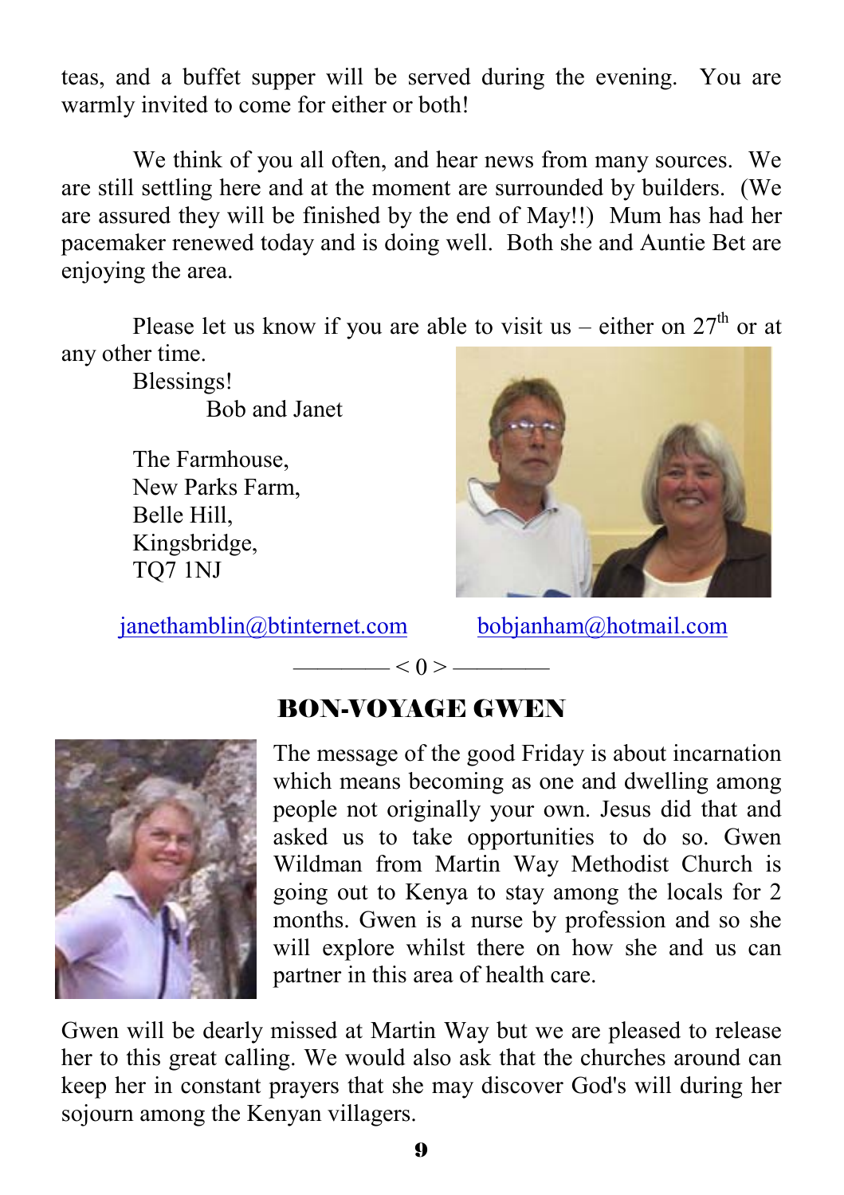teas, and a buffet supper will be served during the evening. You are warmly invited to come for either or both!

We think of you all often, and hear news from many sources. We are still settling here and at the moment are surrounded by builders. (We are assured they will be finished by the end of May!!) Mum has had her pacemaker renewed today and is doing well. Both she and Auntie Bet are enjoying the area.

Please let us know if you are able to visit us – either on 27th or at any other time.

Blessings!

Bob and Janet

The Farmhouse,
New Parks Farm,
Belle Hill,
Kingsbridge,
TQ7 1NJ

janethamblin@btinternet.com    bobjanham@hotmail.com

———— < 0 > ————

## BON-VOYAGE GWEN

The message of the good Friday is about incarnation which means becoming as one and dwelling among people not originally your own. Jesus did that and asked us to take opportunities to do so. Gwen Wildman from Martin Way Methodist Church is going out to Kenya to stay among the locals for 2 months. Gwen is a nurse by profession and so she will explore whilst there on how she and us can partner in this area of health care.

Gwen will be dearly missed at Martin Way but we are pleased to release her to this great calling. We would also ask that the churches around can keep her in constant prayers that she may discover God's will during her sojourn among the Kenyan villagers.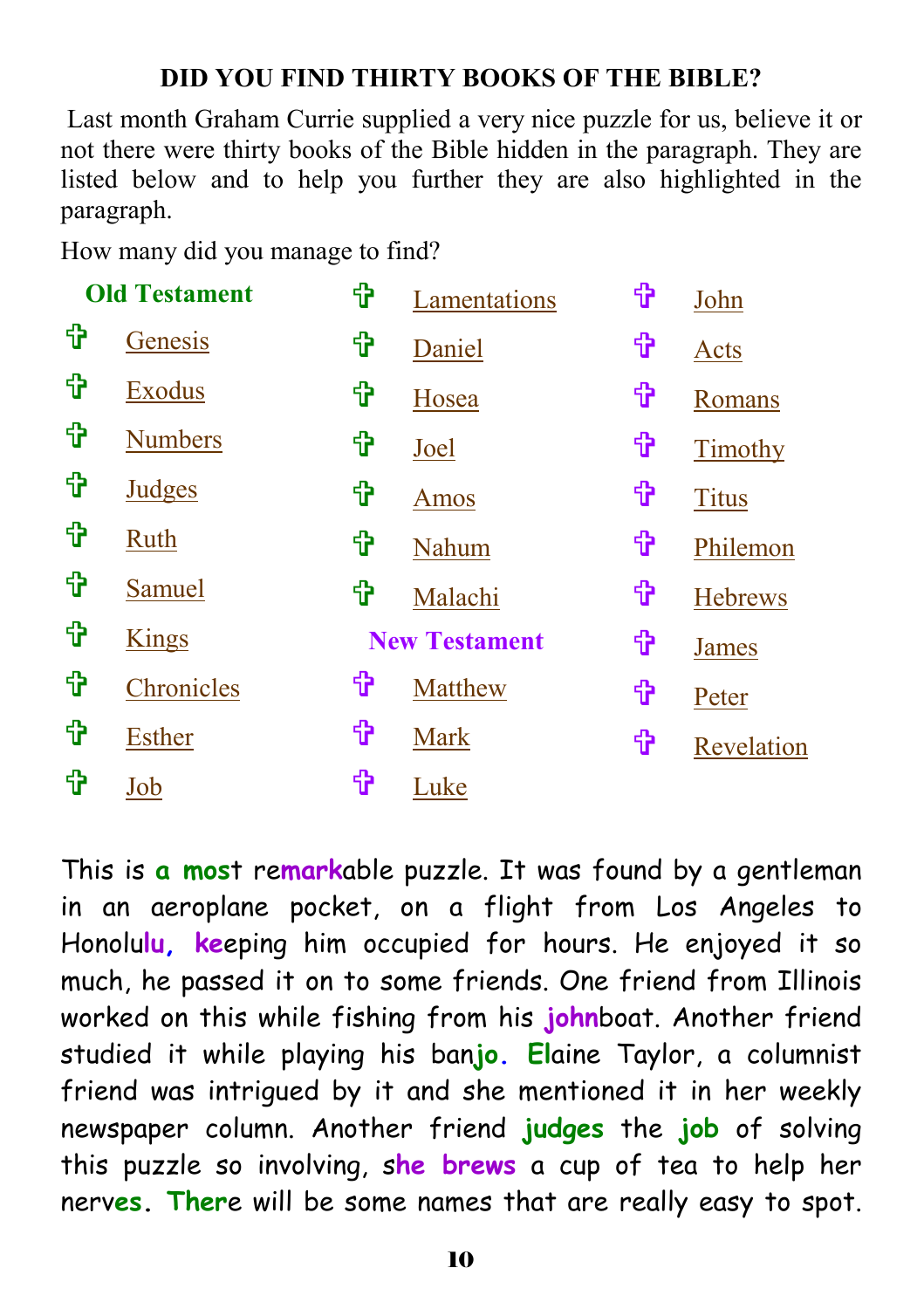**DID YOU FIND THIRTY BOOKS OF THE BIBLE?**

Last month Graham Currie supplied a very nice puzzle for us, believe it or not there were thirty books of the Bible hidden in the paragraph. They are listed below and to help you further they are also highlighted in the paragraph.

How many did you manage to find?

**Old Testament**

- Genesis
- Exodus
- Numbers
- Judges
- Ruth
- Samuel
- Kings
- Chronicles
- Esther
- Job
- Lamentations
- Daniel
- Hosea
- Joel
- Amos
- Nahum
- Malachi

**New Testament**

- Matthew
- Mark
- Luke
- John
- Acts
- Romans
- Timothy
- Titus
- Philemon
- Hebrews
- James
- Peter
- Revelation

This is **a mos**t re**mark**able puzzle. It was found by a gentleman in an aeroplane pocket, on a flight from Los Angeles to Honolu**lu, ke**eping him occupied for hours. He enjoyed it so much, he passed it on to some friends. One friend from Illinois worked on this while fishing from his **john**boat. Another friend studied it while playing his ban**jo. El**aine Taylor, a columnist friend was intrigued by it and she mentioned it in her weekly newspaper column. Another friend **judges** the **job** of solving this puzzle so involving, s**he brews** a cup of tea to help her nerv**es. Ther**e will be some names that are really easy to spot.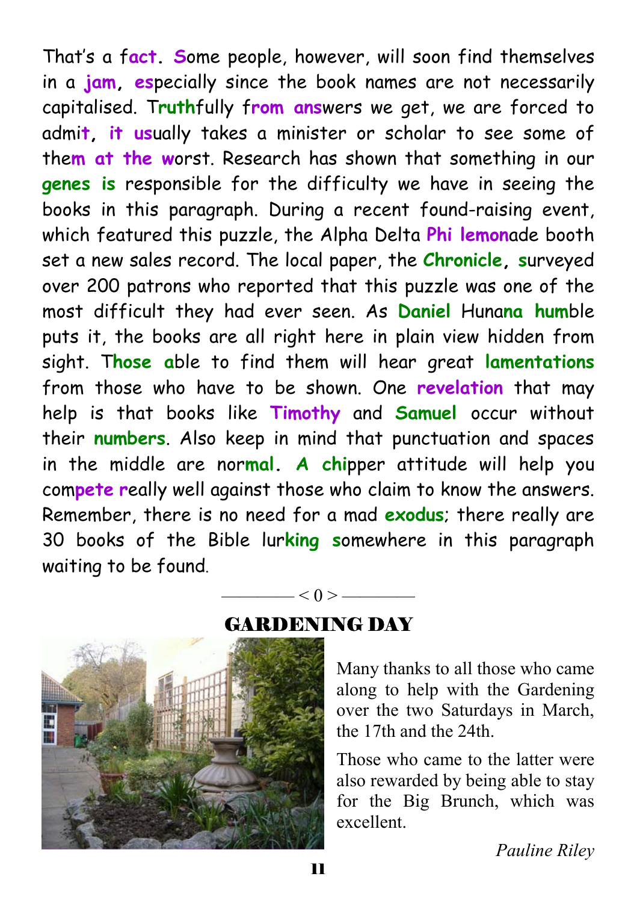That's a f**act. S**ome people, however, will soon find themselves in a **jam, es**pecially since the book names are not necessarily capitalised. T**ruth**fully f**rom ans**wers we get, we are forced to admi**t, it us**ually takes a minister or scholar to see some of the**m at the w**orst. Research has shown that something in our **genes is** responsible for the difficulty we have in seeing the books in this paragraph. During a recent found-raising event, which featured this puzzle, the Alpha Delta **Phi lemon**ade booth set a new sales record. The local paper, the **Chronicle, s**urveyed over 200 patrons who reported that this puzzle was one of the most difficult they had ever seen. As **Daniel** Hun**ana hum**ble puts it, the books are all right here in plain view hidden from sight. T**hose a**ble to find them will hear great **lamentations** from those who have to be shown. One **revelation** that may help is that books like **Timothy** and **Samuel** occur without their **numbers**. Also keep in mind that punctuation and spaces in the middle are nor**mal. A chi**pper attitude will help you com**pete r**eally well against those who claim to know the answers. Remember, there is no need for a mad **exodus**; there really are 30 books of the Bible lur**king s**omewhere in this paragraph waiting to be found.

———— < 0 > ————

## GARDENING DAY

Many thanks to all those who came along to help with the Gardening over the two Saturdays in March, the 17th and the 24th.

Those who came to the latter were also rewarded by being able to stay for the Big Brunch, which was excellent.

*Pauline Riley*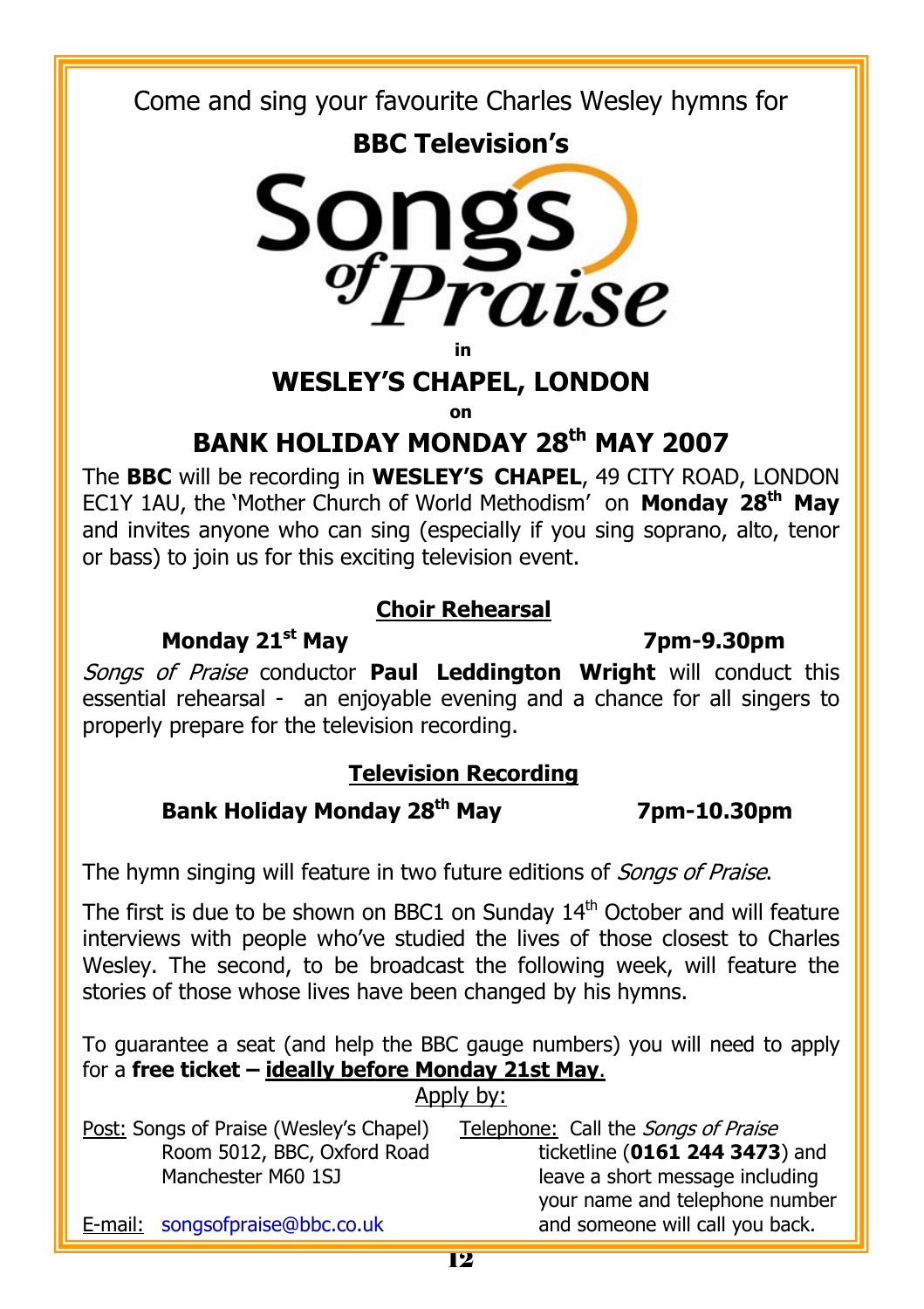Come and sing your favourite Charles Wesley hymns for

**BBC Television's**

# Songs of Praise

**in**

## WESLEY'S CHAPEL, LONDON

**on**

## BANK HOLIDAY MONDAY 28th MAY 2007

The **BBC** will be recording in **WESLEY'S CHAPEL**, 49 CITY ROAD, LONDON EC1Y 1AU, the 'Mother Church of World Methodism' on **Monday 28th May** and invites anyone who can sing (especially if you sing soprano, alto, tenor or bass) to join us for this exciting television event.

### Choir Rehearsal

**Monday 21st May** **7pm-9.30pm**

*Songs of Praise* conductor **Paul Leddington Wright** will conduct this essential rehearsal - an enjoyable evening and a chance for all singers to properly prepare for the television recording.

### Television Recording

**Bank Holiday Monday 28th May** **7pm-10.30pm**

The hymn singing will feature in two future editions of *Songs of Praise*.

The first is due to be shown on BBC1 on Sunday 14th October and will feature interviews with people who've studied the lives of those closest to Charles Wesley. The second, to be broadcast the following week, will feature the stories of those whose lives have been changed by his hymns.

To guarantee a seat (and help the BBC gauge numbers) you will need to apply for a **free ticket – ideally before Monday 21st May**.

Apply by:

Post: Songs of Praise (Wesley's Chapel)
Room 5012, BBC, Oxford Road
Manchester M60 1SJ

E-mail: songsofpraise@bbc.co.uk

Telephone: Call the *Songs of Praise* ticketline (**0161 244 3473**) and leave a short message including your name and telephone number and someone will call you back.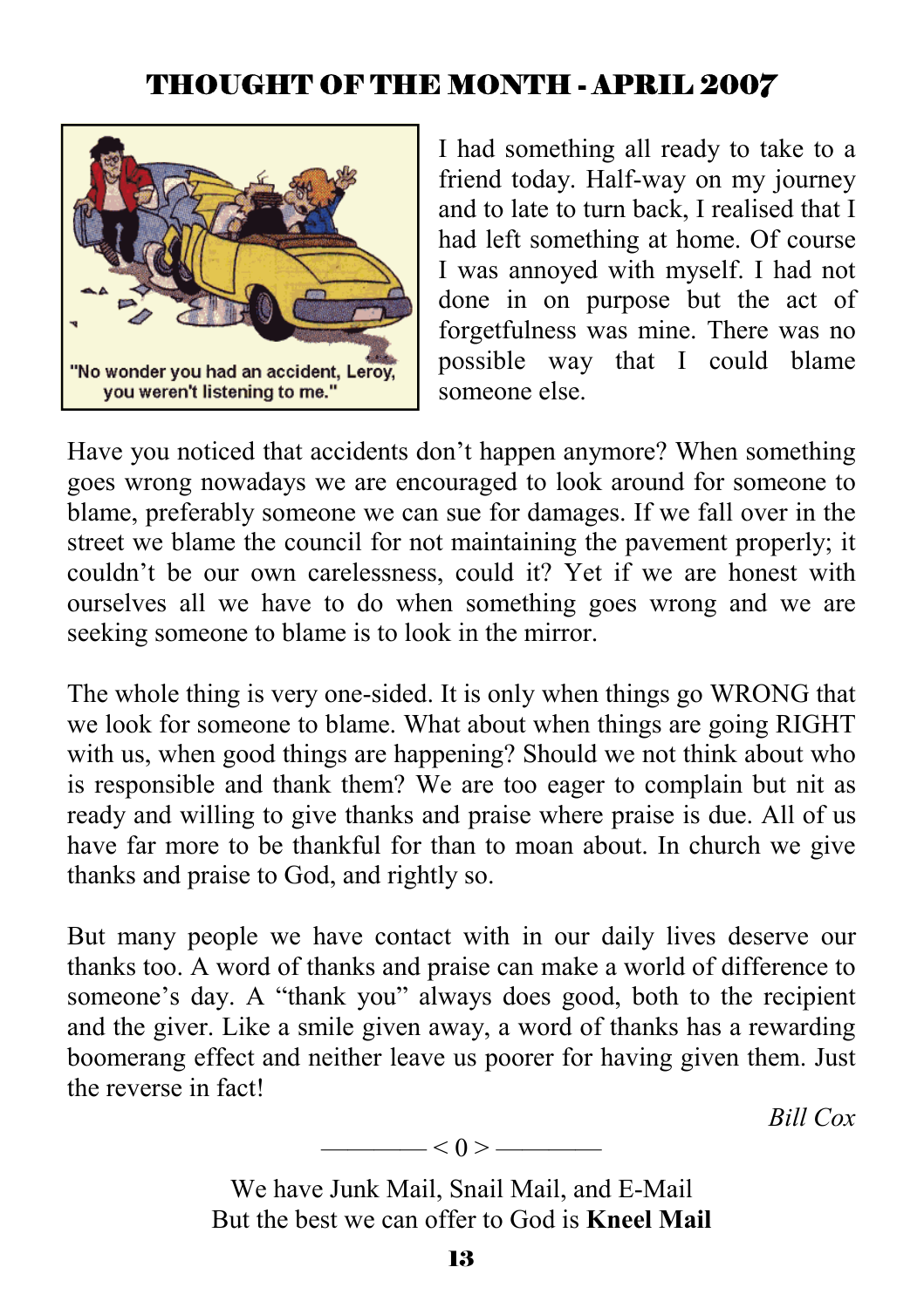# THOUGHT OF THE MONTH - APRIL 2007

"No wonder you had an accident, Leroy, you weren't listening to me."

I had something all ready to take to a friend today. Half-way on my journey and to late to turn back, I realised that I had left something at home. Of course I was annoyed with myself. I had not done in on purpose but the act of forgetfulness was mine. There was no possible way that I could blame someone else.

Have you noticed that accidents don't happen anymore? When something goes wrong nowadays we are encouraged to look around for someone to blame, preferably someone we can sue for damages. If we fall over in the street we blame the council for not maintaining the pavement properly; it couldn't be our own carelessness, could it? Yet if we are honest with ourselves all we have to do when something goes wrong and we are seeking someone to blame is to look in the mirror.

The whole thing is very one-sided. It is only when things go WRONG that we look for someone to blame. What about when things are going RIGHT with us, when good things are happening? Should we not think about who is responsible and thank them? We are too eager to complain but nit as ready and willing to give thanks and praise where praise is due. All of us have far more to be thankful for than to moan about. In church we give thanks and praise to God, and rightly so.

But many people we have contact with in our daily lives deserve our thanks too. A word of thanks and praise can make a world of difference to someone's day. A "thank you" always does good, both to the recipient and the giver. Like a smile given away, a word of thanks has a rewarding boomerang effect and neither leave us poorer for having given them. Just the reverse in fact!

*Bill Cox*

———— < 0 > ————

We have Junk Mail, Snail Mail, and E-Mail
But the best we can offer to God is **Kneel Mail**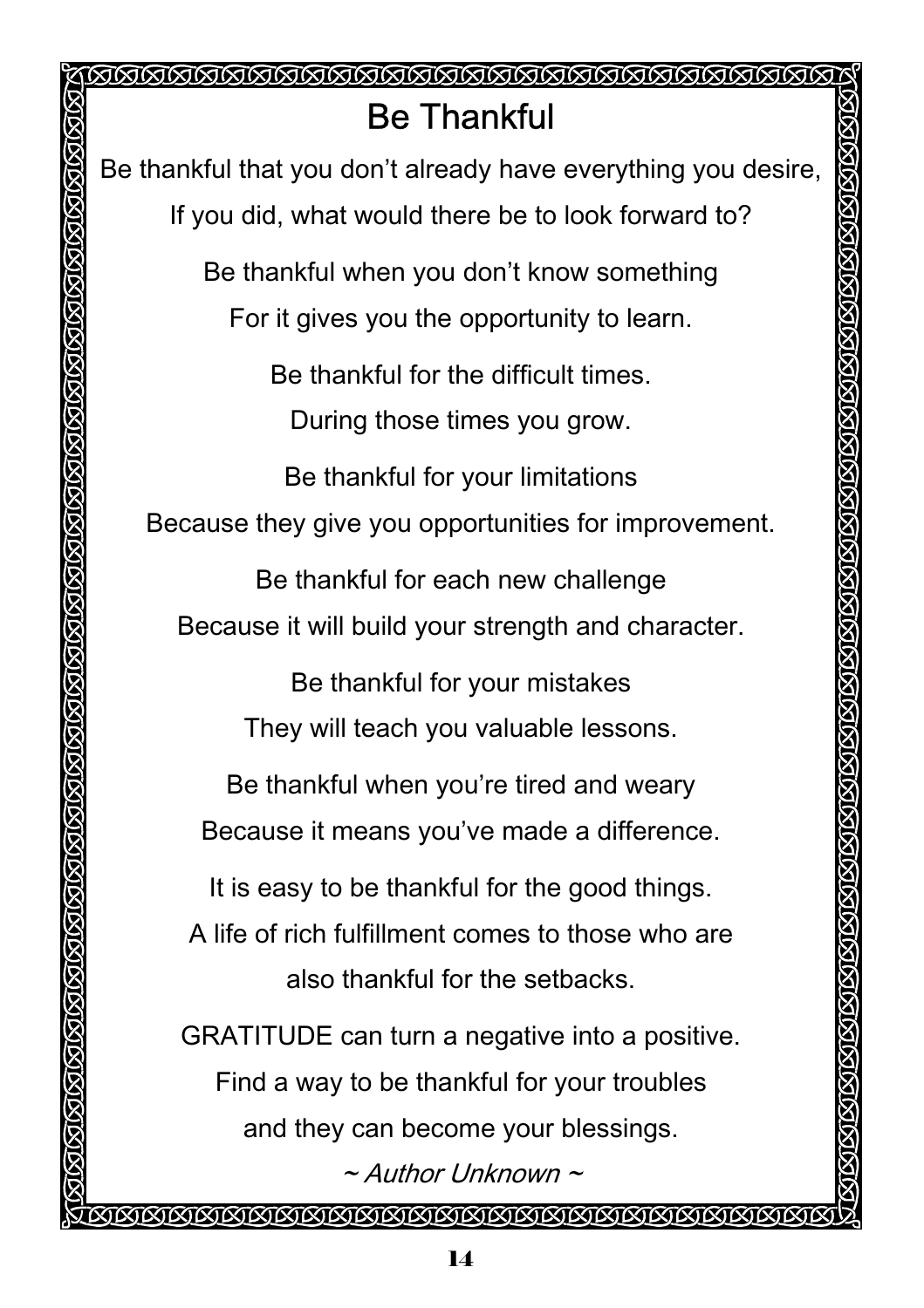# Be Thankful

Be thankful that you don't already have everything you desire,
If you did, what would there be to look forward to?

Be thankful when you don't know something
For it gives you the opportunity to learn.

Be thankful for the difficult times.
During those times you grow.

Be thankful for your limitations
Because they give you opportunities for improvement.

Be thankful for each new challenge
Because it will build your strength and character.

Be thankful for your mistakes
They will teach you valuable lessons.

Be thankful when you're tired and weary
Because it means you've made a difference.

It is easy to be thankful for the good things.
A life of rich fulfillment comes to those who are
also thankful for the setbacks.

GRATITUDE can turn a negative into a positive.
Find a way to be thankful for your troubles
and they can become your blessings.

*~ Author Unknown ~*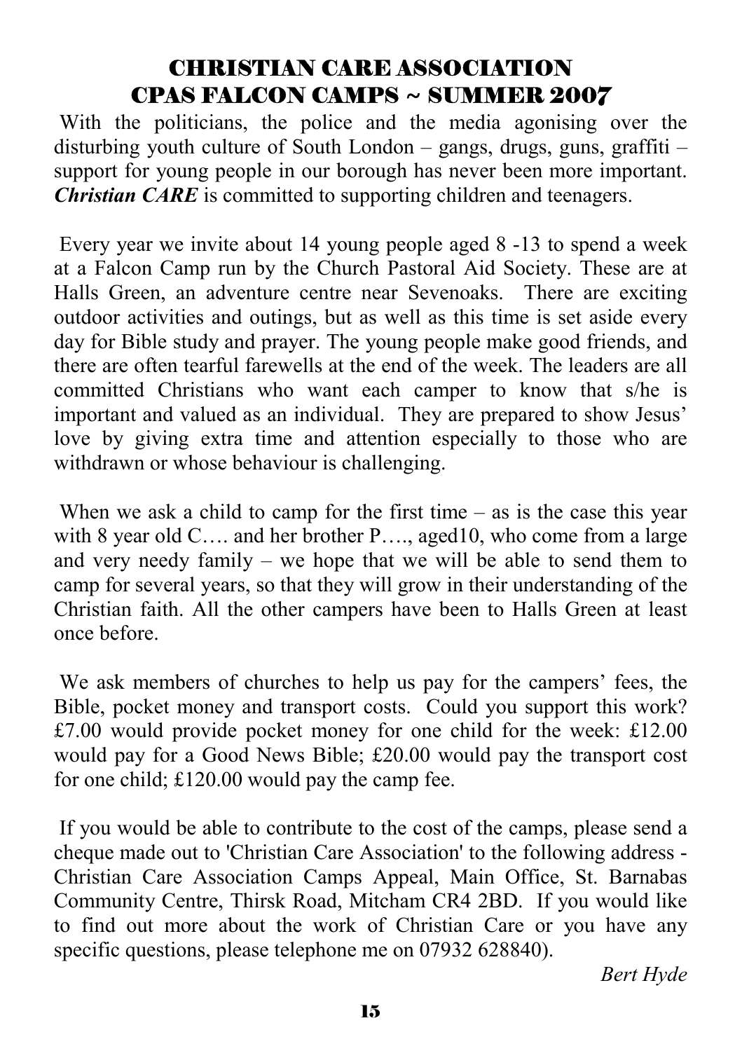# CHRISTIAN CARE ASSOCIATION
# CPAS FALCON CAMPS ~ SUMMER 2007

With the politicians, the police and the media agonising over the disturbing youth culture of South London – gangs, drugs, guns, graffiti – support for young people in our borough has never been more important. ***Christian CARE*** is committed to supporting children and teenagers.

Every year we invite about 14 young people aged 8 -13 to spend a week at a Falcon Camp run by the Church Pastoral Aid Society. These are at Halls Green, an adventure centre near Sevenoaks. There are exciting outdoor activities and outings, but as well as this time is set aside every day for Bible study and prayer. The young people make good friends, and there are often tearful farewells at the end of the week. The leaders are all committed Christians who want each camper to know that s/he is important and valued as an individual. They are prepared to show Jesus' love by giving extra time and attention especially to those who are withdrawn or whose behaviour is challenging.

When we ask a child to camp for the first time – as is the case this year with 8 year old C…. and her brother P…., aged10, who come from a large and very needy family – we hope that we will be able to send them to camp for several years, so that they will grow in their understanding of the Christian faith. All the other campers have been to Halls Green at least once before.

We ask members of churches to help us pay for the campers' fees, the Bible, pocket money and transport costs. Could you support this work? £7.00 would provide pocket money for one child for the week: £12.00 would pay for a Good News Bible; £20.00 would pay the transport cost for one child; £120.00 would pay the camp fee.

If you would be able to contribute to the cost of the camps, please send a cheque made out to 'Christian Care Association' to the following address - Christian Care Association Camps Appeal, Main Office, St. Barnabas Community Centre, Thirsk Road, Mitcham CR4 2BD. If you would like to find out more about the work of Christian Care or you have any specific questions, please telephone me on 07932 628840).

*Bert Hyde*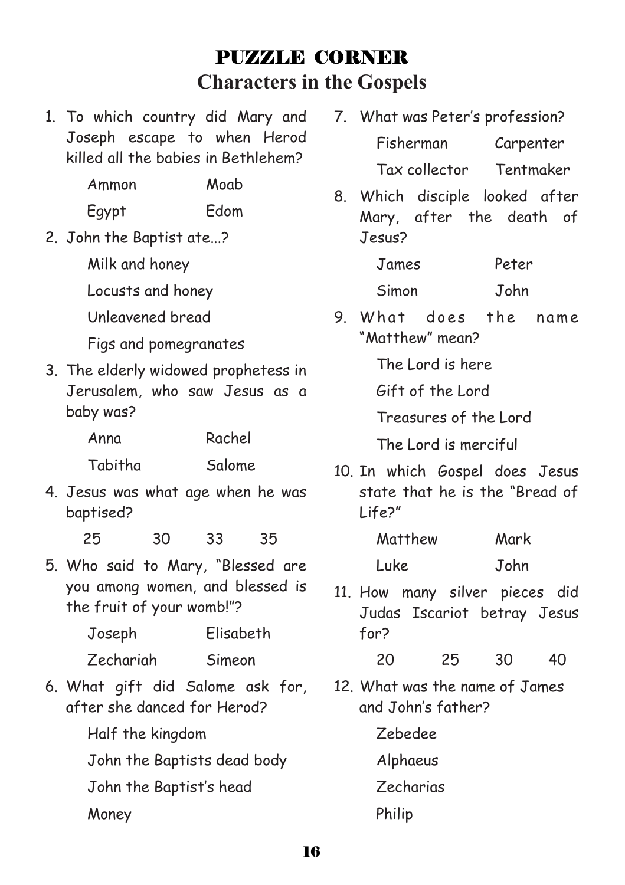# PUZZLE CORNER

## Characters in the Gospels

1. To which country did Mary and Joseph escape to when Herod killed all the babies in Bethlehem?

   Ammon    Moab

   Egypt    Edom

2. John the Baptist ate...?

   Milk and honey

   Locusts and honey

   Unleavened bread

   Figs and pomegranates

3. The elderly widowed prophetess in Jerusalem, who saw Jesus as a baby was?

   Anna    Rachel

   Tabitha    Salome

4. Jesus was what age when he was baptised?

   25    30    33    35

5. Who said to Mary, "Blessed are you among women, and blessed is the fruit of your womb!"?

   Joseph    Elisabeth

   Zechariah    Simeon

6. What gift did Salome ask for, after she danced for Herod?

   Half the kingdom

   John the Baptists dead body

   John the Baptist's head

   Money

7. What was Peter's profession?

   Fisherman    Carpenter

   Tax collector    Tentmaker

8. Which disciple looked after Mary, after the death of Jesus?

   James    Peter

   Simon    John

9. What does the name "Matthew" mean?

   The Lord is here

   Gift of the Lord

   Treasures of the Lord

   The Lord is merciful

10. In which Gospel does Jesus state that he is the "Bread of Life?"

    Matthew    Mark

    Luke    John

11. How many silver pieces did Judas Iscariot betray Jesus for?

    20    25    30    40

12. What was the name of James and John's father?

    Zebedee

    Alphaeus

    Zecharias

    Philip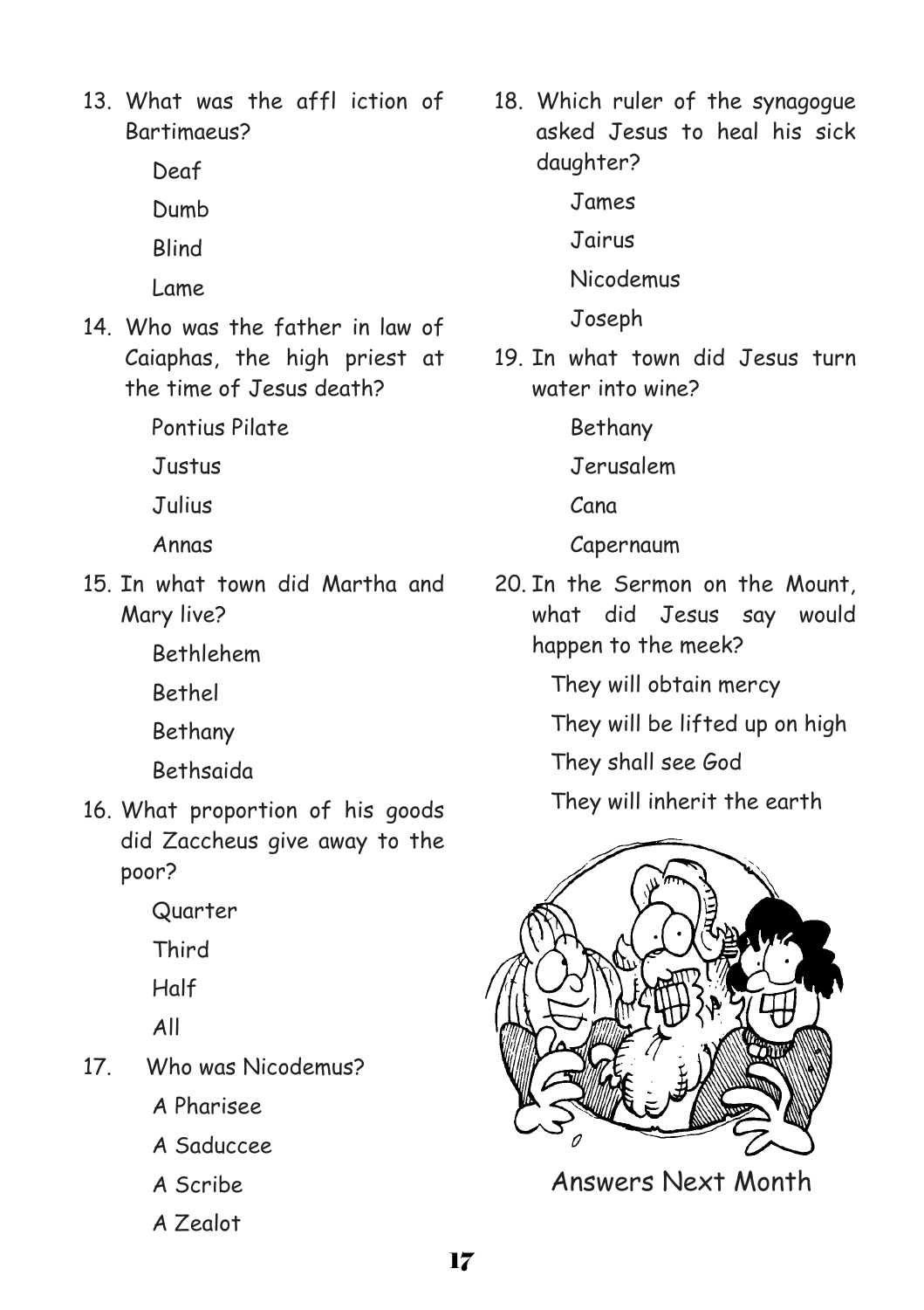13. What was the affl iction of Bartimaeus?

    Deaf

    Dumb

    Blind

    Lame

14. Who was the father in law of Caiaphas, the high priest at the time of Jesus death?

    Pontius Pilate

    Justus

    Julius

    Annas

15. In what town did Martha and Mary live?

    Bethlehem

    Bethel

    Bethany

    Bethsaida

16. What proportion of his goods did Zaccheus give away to the poor?

    Quarter

    Third

    Half

    All

17. Who was Nicodemus?

    A Pharisee

    A Saduccee

    A Scribe

    A Zealot

18. Which ruler of the synagogue asked Jesus to heal his sick daughter?

    James

    Jairus

    Nicodemus

    Joseph

19. In what town did Jesus turn water into wine?

    Bethany

    Jerusalem

    Cana

    Capernaum

20. In the Sermon on the Mount, what did Jesus say would happen to the meek?

    They will obtain mercy

    They will be lifted up on high

    They shall see God

    They will inherit the earth

Answers Next Month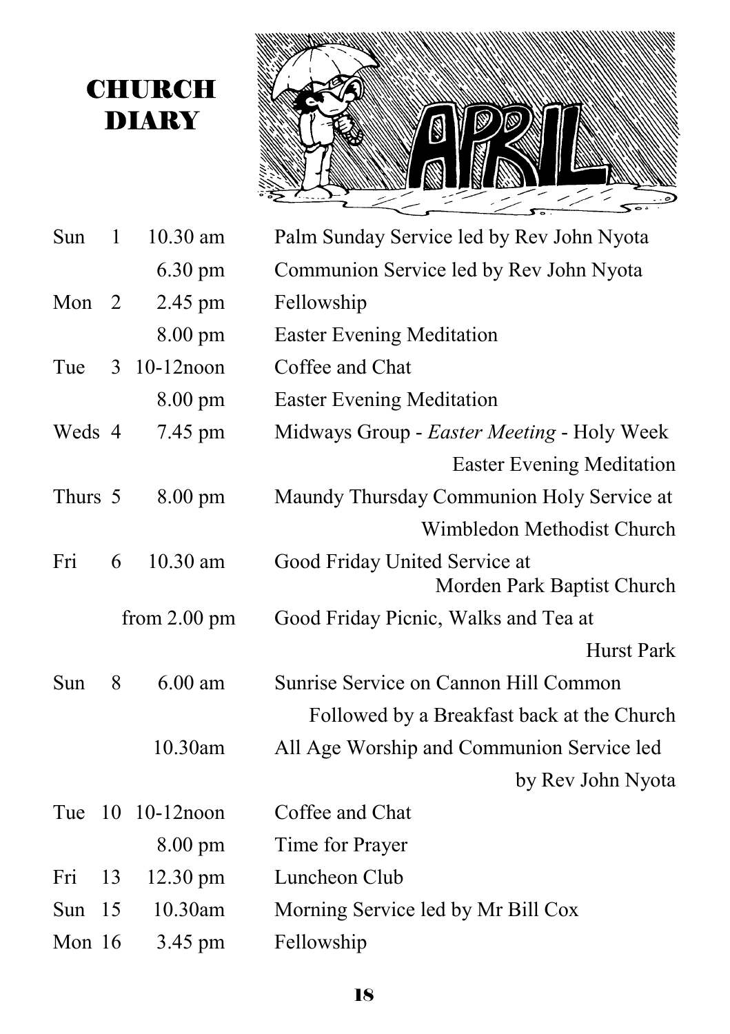# CHURCH DIARY

## APRIL

| Day | Date | Time | Event |
|---|---|---|---|
| Sun | 1 | 10.30 am | Palm Sunday Service led by Rev John Nyota |
| | | 6.30 pm | Communion Service led by Rev John Nyota |
| Mon | 2 | 2.45 pm | Fellowship |
| | | 8.00 pm | Easter Evening Meditation |
| Tue | 3 | 10-12noon | Coffee and Chat |
| | | 8.00 pm | Easter Evening Meditation |
| Weds | 4 | 7.45 pm | Midways Group - *Easter Meeting* - Holy Week Easter Evening Meditation |
| Thurs | 5 | 8.00 pm | Maundy Thursday Communion Holy Service at Wimbledon Methodist Church |
| Fri | 6 | 10.30 am | Good Friday United Service at Morden Park Baptist Church |
| | | from 2.00 pm | Good Friday Picnic, Walks and Tea at Hurst Park |
| Sun | 8 | 6.00 am | Sunrise Service on Cannon Hill Common Followed by a Breakfast back at the Church |
| | | 10.30am | All Age Worship and Communion Service led by Rev John Nyota |
| Tue | 10 | 10-12noon | Coffee and Chat |
| | | 8.00 pm | Time for Prayer |
| Fri | 13 | 12.30 pm | Luncheon Club |
| Sun | 15 | 10.30am | Morning Service led by Mr Bill Cox |
| Mon | 16 | 3.45 pm | Fellowship |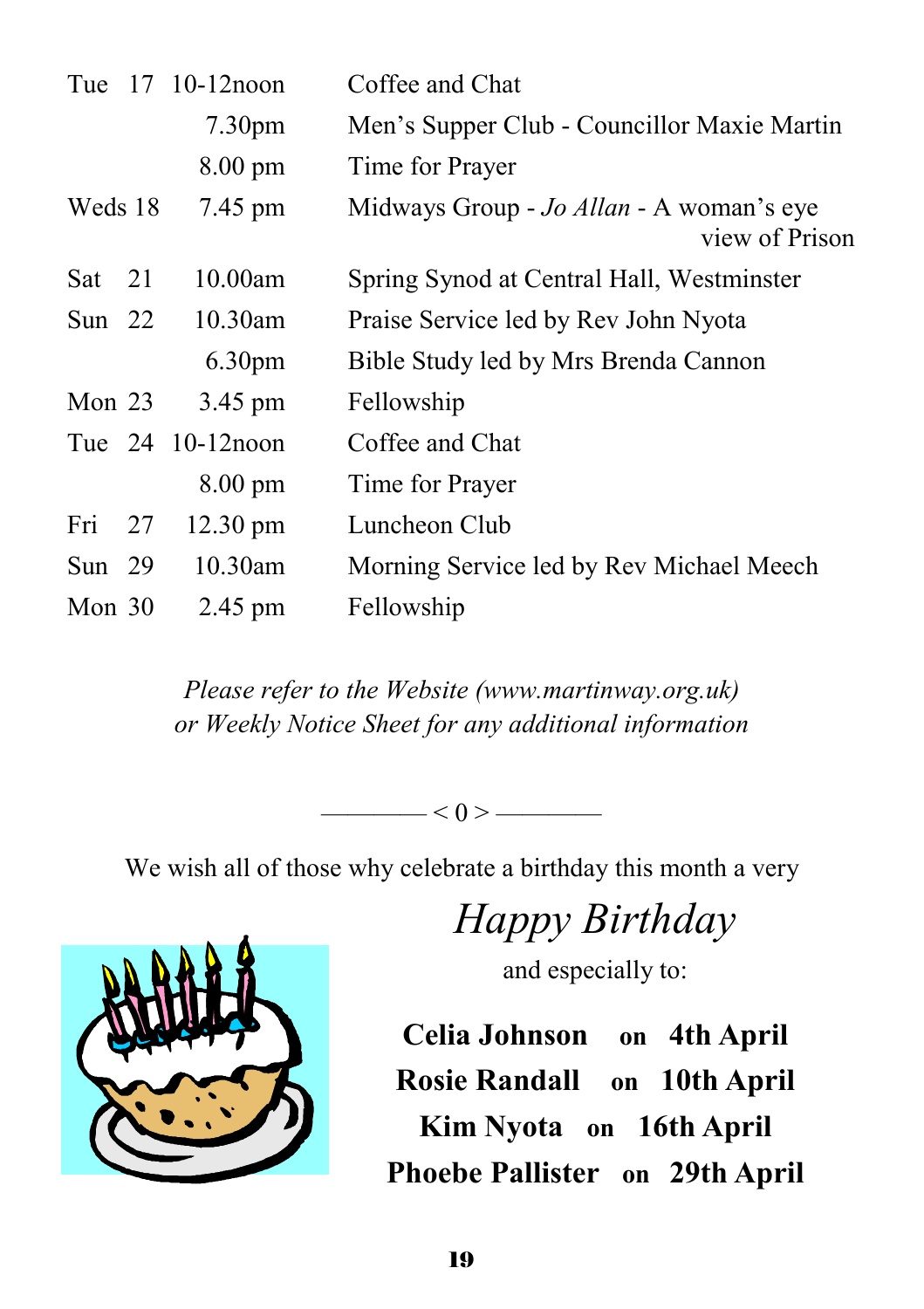| | | | |
|---|---|---|---|
| Tue | 17 | 10-12noon | Coffee and Chat |
| | | 7.30pm | Men's Supper Club - Councillor Maxie Martin |
| | | 8.00 pm | Time for Prayer |
| Weds | 18 | 7.45 pm | Midways Group - *Jo Allan* - A woman's eye view of Prison |
| Sat | 21 | 10.00am | Spring Synod at Central Hall, Westminster |
| Sun | 22 | 10.30am | Praise Service led by Rev John Nyota |
| | | 6.30pm | Bible Study led by Mrs Brenda Cannon |
| Mon | 23 | 3.45 pm | Fellowship |
| Tue | 24 | 10-12noon | Coffee and Chat |
| | | 8.00 pm | Time for Prayer |
| Fri | 27 | 12.30 pm | Luncheon Club |
| Sun | 29 | 10.30am | Morning Service led by Rev Michael Meech |
| Mon | 30 | 2.45 pm | Fellowship |

*Please refer to the Website (www.martinway.org.uk)*
*or Weekly Notice Sheet for any additional information*

———— < 0 > ————

We wish all of those why celebrate a birthday this month a very

*Happy Birthday*

and especially to:

**Celia Johnson on 4th April**
**Rosie Randall on 10th April**
**Kim Nyota on 16th April**
**Phoebe Pallister on 29th April**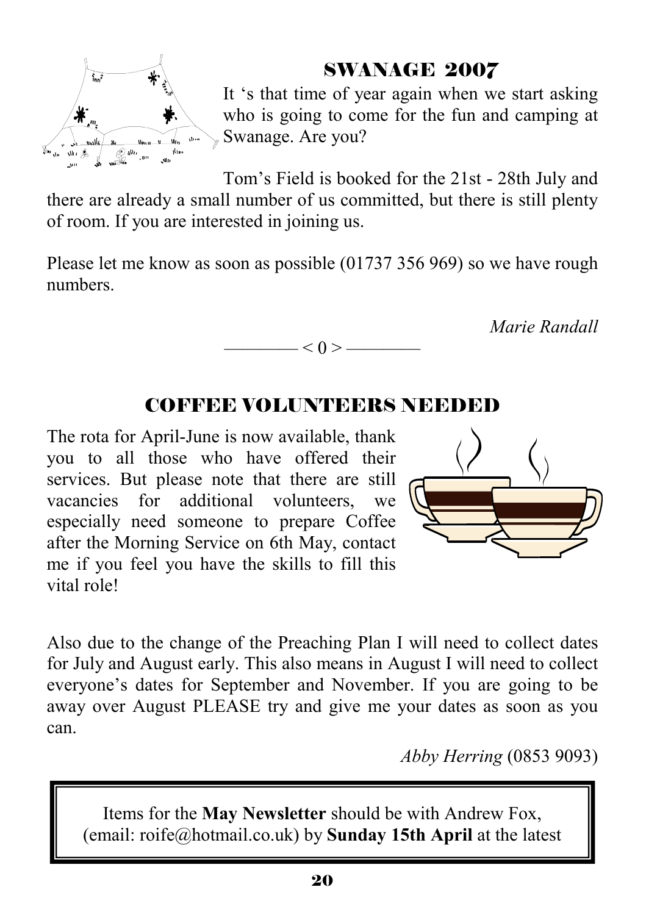## SWANAGE 2007

It 's that time of year again when we start asking who is going to come for the fun and camping at Swanage. Are you?

Tom's Field is booked for the 21st - 28th July and there are already a small number of us committed, but there is still plenty of room. If you are interested in joining us.

Please let me know as soon as possible (01737 356 969) so we have rough numbers.

*Marie Randall*

———— < 0 > ————

## COFFEE VOLUNTEERS NEEDED

The rota for April-June is now available, thank you to all those who have offered their services. But please note that there are still vacancies for additional volunteers, we especially need someone to prepare Coffee after the Morning Service on 6th May, contact me if you feel you have the skills to fill this vital role!

Also due to the change of the Preaching Plan I will need to collect dates for July and August early. This also means in August I will need to collect everyone's dates for September and November. If you are going to be away over August PLEASE try and give me your dates as soon as you can.

*Abby Herring* (0853 9093)

Items for the **May Newsletter** should be with Andrew Fox, (email: roife@hotmail.co.uk) by **Sunday 15th April** at the latest